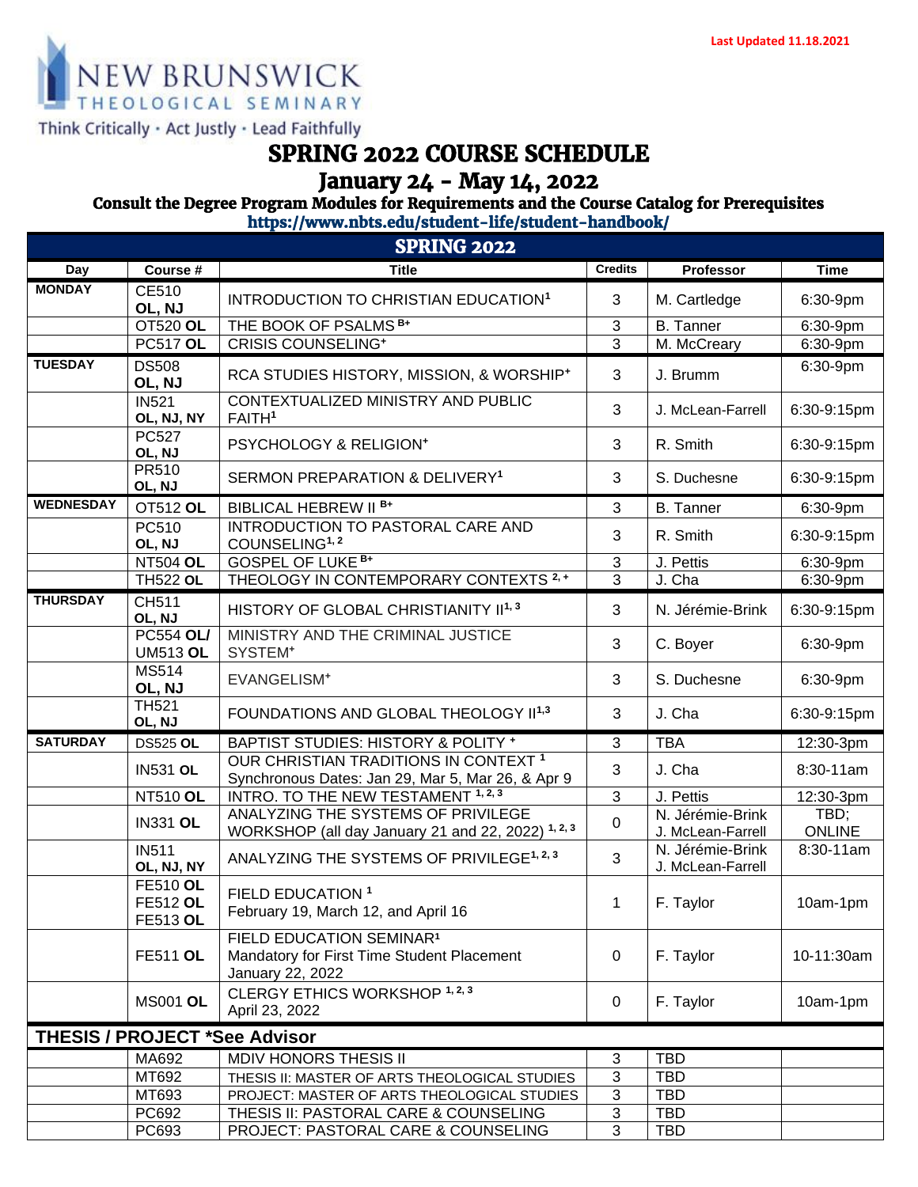Last Updated 11.18.2021

NEW BRUNSWICK THEOLOGICAL SEMINARY

Think Critically · Act Justly · Lead Faithfully

# SPRING 2022 COURSE SCHEDULE

## January 24 - May 14, 2022

### Consult the Degree Program Modules for Requirements and the Course Catalog for Prerequisites

https://www.nbts.edu/student-life/student-handbook/

| SPRING 2022 | | | | | |
|---|---|---|---|---|---|
| **Day** | **Course #** | **Title** | **Credits** | **Professor** | **Time** |
| **MONDAY** | CE510 **OL, NJ** | INTRODUCTION TO CHRISTIAN EDUCATION[1] | 3 | M. Cartledge | 6:30-9pm |
| | OT520 **OL** | THE BOOK OF PSALMS [B+] | 3 | B. Tanner | 6:30-9pm |
| | PC517 **OL** | CRISIS COUNSELING[+] | 3 | M. McCreary | 6:30-9pm |
| **TUESDAY** | DS508 **OL, NJ** | RCA STUDIES HISTORY, MISSION, & WORSHIP[+] | 3 | J. Brumm | 6:30-9pm |
| | IN521 **OL, NJ, NY** | CONTEXTUALIZED MINISTRY AND PUBLIC FAITH[1] | 3 | J. McLean-Farrell | 6:30-9:15pm |
| | PC527 **OL, NJ** | PSYCHOLOGY & RELIGION[+] | 3 | R. Smith | 6:30-9:15pm |
| | PR510 **OL, NJ** | SERMON PREPARATION & DELIVERY[1] | 3 | S. Duchesne | 6:30-9:15pm |
| **WEDNESDAY** | OT512 **OL** | BIBLICAL HEBREW II [B+] | 3 | B. Tanner | 6:30-9pm |
| | PC510 **OL, NJ** | INTRODUCTION TO PASTORAL CARE AND COUNSELING[1, 2] | 3 | R. Smith | 6:30-9:15pm |
| | NT504 **OL** | GOSPEL OF LUKE [B+] | 3 | J. Pettis | 6:30-9pm |
| | TH522 **OL** | THEOLOGY IN CONTEMPORARY CONTEXTS [2, +] | 3 | J. Cha | 6:30-9pm |
| **THURSDAY** | CH511 **OL, NJ** | HISTORY OF GLOBAL CHRISTIANITY II[1, 3] | 3 | N. Jérémie-Brink | 6:30-9:15pm |
| | PC554 **OL/** UM513 **OL** | MINISTRY AND THE CRIMINAL JUSTICE SYSTEM[+] | 3 | C. Boyer | 6:30-9pm |
| | MS514 **OL, NJ** | EVANGELISM[+] | 3 | S. Duchesne | 6:30-9pm |
| | TH521 **OL, NJ** | FOUNDATIONS AND GLOBAL THEOLOGY II[1,3] | 3 | J. Cha | 6:30-9:15pm |
| **SATURDAY** | DS525 **OL** | BAPTIST STUDIES: HISTORY & POLITY [+] | 3 | TBA | 12:30-3pm |
| | IN531 **OL** | OUR CHRISTIAN TRADITIONS IN CONTEXT [1] Synchronous Dates: Jan 29, Mar 5, Mar 26, & Apr 9 | 3 | J. Cha | 8:30-11am |
| | NT510 **OL** | INTRO. TO THE NEW TESTAMENT [1, 2, 3] | 3 | J. Pettis | 12:30-3pm |
| | IN331 **OL** | ANALYZING THE SYSTEMS OF PRIVILEGE WORKSHOP (all day January 21 and 22, 2022) [1, 2, 3] | 0 | N. Jérémie-Brink J. McLean-Farrell | TBD; ONLINE |
| | IN511 **OL, NJ, NY** | ANALYZING THE SYSTEMS OF PRIVILEGE[1, 2, 3] | 3 | N. Jérémie-Brink J. McLean-Farrell | 8:30-11am |
| | FE510 **OL** FE512 **OL** FE513 **OL** | FIELD EDUCATION [1] February 19, March 12, and April 16 | 1 | F. Taylor | 10am-1pm |
| | FE511 **OL** | FIELD EDUCATION SEMINAR[1] Mandatory for First Time Student Placement January 22, 2022 | 0 | F. Taylor | 10-11:30am |
| | MS001 **OL** | CLERGY ETHICS WORKSHOP [1, 2, 3] April 23, 2022 | 0 | F. Taylor | 10am-1pm |
| **THESIS / PROJECT *See Advisor** | | | | | |
| | MA692 | MDIV HONORS THESIS II | 3 | TBD | |
| | MT692 | THESIS II: MASTER OF ARTS THEOLOGICAL STUDIES | 3 | TBD | |
| | MT693 | PROJECT: MASTER OF ARTS THEOLOGICAL STUDIES | 3 | TBD | |
| | PC692 | THESIS II: PASTORAL CARE & COUNSELING | 3 | TBD | |
| | PC693 | PROJECT: PASTORAL CARE & COUNSELING | 3 | TBD | |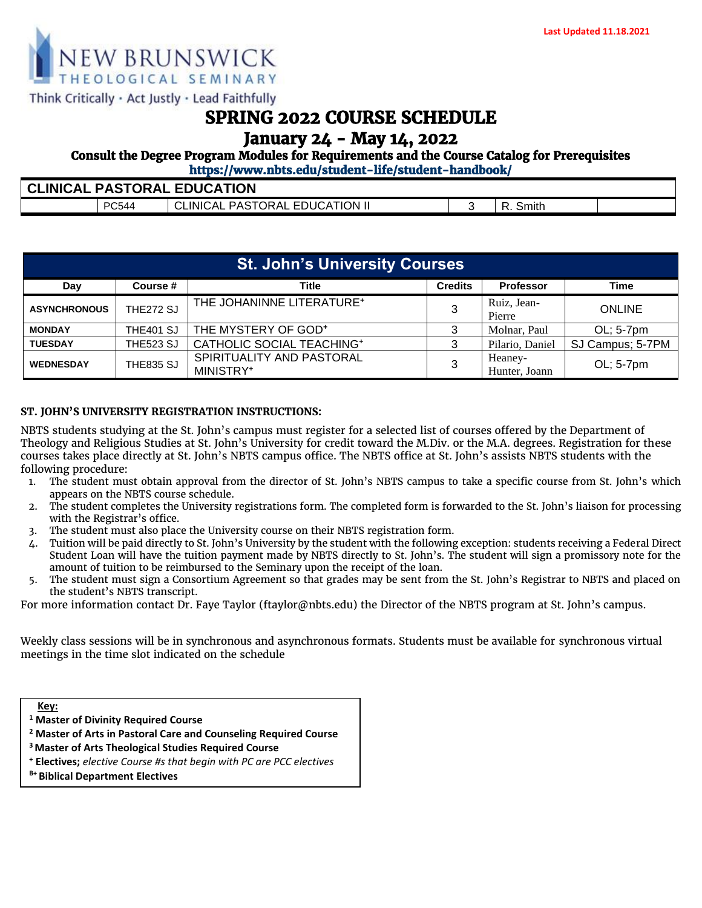Last Updated 11.18.2021

NEW BRUNSWICK THEOLOGICAL SEMINARY

Think Critically • Act Justly • Lead Faithfully

# SPRING 2022 COURSE SCHEDULE

## January 24 - May 14, 2022

**Consult the Degree Program Modules for Requirements and the Course Catalog for Prerequisites**

**https://www.nbts.edu/student-life/student-handbook/**

## CLINICAL PASTORAL EDUCATION

| | | | | | |
|---|---|---|---|---|---|
| | PC544 | CLINICAL PASTORAL EDUCATION II | 3 | R. Smith | |

## St. John's University Courses

| Day | Course # | Title | Credits | Professor | Time |
|---|---|---|---|---|---|
| **ASYNCHRONOUS** | THE272 SJ | THE JOHANINNE LITERATURE⁺ | 3 | Ruiz, Jean-Pierre | ONLINE |
| **MONDAY** | THE401 SJ | THE MYSTERY OF GOD⁺ | 3 | Molnar, Paul | OL; 5-7pm |
| **TUESDAY** | THE523 SJ | CATHOLIC SOCIAL TEACHING⁺ | 3 | Pilario, Daniel | SJ Campus; 5-7PM |
| **WEDNESDAY** | THE835 SJ | SPIRITUALITY AND PASTORAL MINISTRY⁺ | 3 | Heaney-Hunter, Joann | OL; 5-7pm |

**ST. JOHN'S UNIVERSITY REGISTRATION INSTRUCTIONS:**

NBTS students studying at the St. John's campus must register for a selected list of courses offered by the Department of Theology and Religious Studies at St. John's University for credit toward the M.Div. or the M.A. degrees. Registration for these courses takes place directly at St. John's NBTS campus office. The NBTS office at St. John's assists NBTS students with the following procedure:

1. The student must obtain approval from the director of St. John's NBTS campus to take a specific course from St. John's which appears on the NBTS course schedule.
2. The student completes the University registrations form. The completed form is forwarded to the St. John's liaison for processing with the Registrar's office.
3. The student must also place the University course on their NBTS registration form.
4. Tuition will be paid directly to St. John's University by the student with the following exception: students receiving a Federal Direct Student Loan will have the tuition payment made by NBTS directly to St. John's. The student will sign a promissory note for the amount of tuition to be reimbursed to the Seminary upon the receipt of the loan.
5. The student must sign a Consortium Agreement so that grades may be sent from the St. John's Registrar to NBTS and placed on the student's NBTS transcript.

For more information contact Dr. Faye Taylor (ftaylor@nbts.edu) the Director of the NBTS program at St. John's campus.

Weekly class sessions will be in synchronous and asynchronous formats. Students must be available for synchronous virtual meetings in the time slot indicated on the schedule

**Key:**

[1] **Master of Divinity Required Course**

[2] **Master of Arts in Pastoral Care and Counseling Required Course**

[3] **Master of Arts Theological Studies Required Course**

⁺ **Electives;** *elective Course #s that begin with PC are PCC electives*

[B+] **Biblical Department Electives**